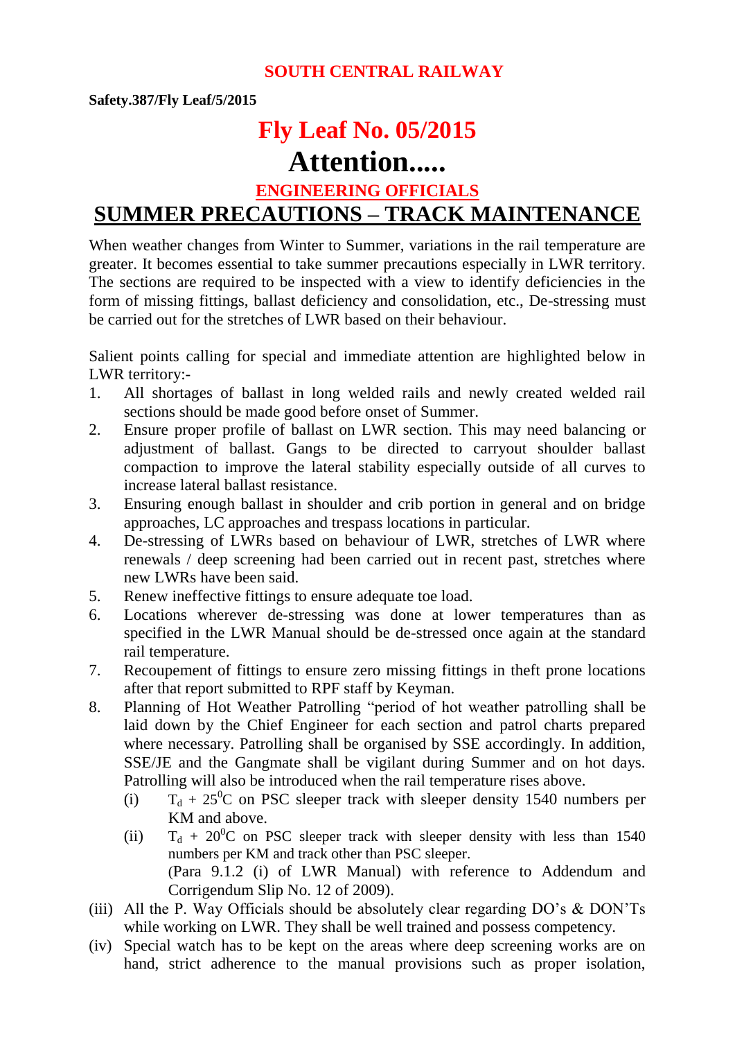**SOUTH CENTRAL RAILWAY**

**Safety.387/Fly Leaf/5/2015**

# Fly Leaf No. 05/2015

# Attention.....

## ENGINEERING OFFICIALS

## SUMMER PRECAUTIONS – TRACK MAINTENANCE

When weather changes from Winter to Summer, variations in the rail temperature are greater. It becomes essential to take summer precautions especially in LWR territory. The sections are required to be inspected with a view to identify deficiencies in the form of missing fittings, ballast deficiency and consolidation, etc., De-stressing must be carried out for the stretches of LWR based on their behaviour.

Salient points calling for special and immediate attention are highlighted below in LWR territory:-

1. All shortages of ballast in long welded rails and newly created welded rail sections should be made good before onset of Summer.
2. Ensure proper profile of ballast on LWR section. This may need balancing or adjustment of ballast. Gangs to be directed to carryout shoulder ballast compaction to improve the lateral stability especially outside of all curves to increase lateral ballast resistance.
3. Ensuring enough ballast in shoulder and crib portion in general and on bridge approaches, LC approaches and trespass locations in particular.
4. De-stressing of LWRs based on behaviour of LWR, stretches of LWR where renewals / deep screening had been carried out in recent past, stretches where new LWRs have been said.
5. Renew ineffective fittings to ensure adequate toe load.
6. Locations wherever de-stressing was done at lower temperatures than as specified in the LWR Manual should be de-stressed once again at the standard rail temperature.
7. Recoupement of fittings to ensure zero missing fittings in theft prone locations after that report submitted to RPF staff by Keyman.
8. Planning of Hot Weather Patrolling "period of hot weather patrolling shall be laid down by the Chief Engineer for each section and patrol charts prepared where necessary. Patrolling shall be organised by SSE accordingly. In addition, SSE/JE and the Gangmate shall be vigilant during Summer and on hot days. Patrolling will also be introduced when the rail temperature rises above.
   - (i) $T_d + 25^0C$ on PSC sleeper track with sleeper density 1540 numbers per KM and above.
   - (ii) $T_d + 20^0C$ on PSC sleeper track with sleeper density with less than 1540 numbers per KM and track other than PSC sleeper.
     (Para 9.1.2 (i) of LWR Manual) with reference to Addendum and Corrigendum Slip No. 12 of 2009).

(iii) All the P. Way Officials should be absolutely clear regarding DO's & DON'Ts while working on LWR. They shall be well trained and possess competency.

(iv) Special watch has to be kept on the areas where deep screening works are on hand, strict adherence to the manual provisions such as proper isolation,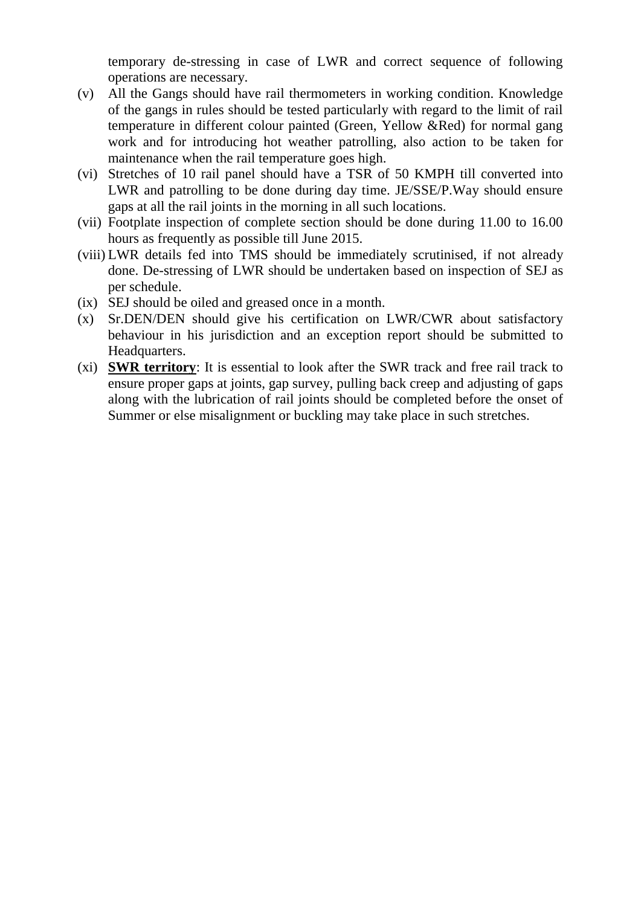temporary de-stressing in case of LWR and correct sequence of following operations are necessary.

(v) All the Gangs should have rail thermometers in working condition. Knowledge of the gangs in rules should be tested particularly with regard to the limit of rail temperature in different colour painted (Green, Yellow &Red) for normal gang work and for introducing hot weather patrolling, also action to be taken for maintenance when the rail temperature goes high.

(vi) Stretches of 10 rail panel should have a TSR of 50 KMPH till converted into LWR and patrolling to be done during day time. JE/SSE/P.Way should ensure gaps at all the rail joints in the morning in all such locations.

(vii) Footplate inspection of complete section should be done during 11.00 to 16.00 hours as frequently as possible till June 2015.

(viii) LWR details fed into TMS should be immediately scrutinised, if not already done. De-stressing of LWR should be undertaken based on inspection of SEJ as per schedule.

(ix) SEJ should be oiled and greased once in a month.

(x) Sr.DEN/DEN should give his certification on LWR/CWR about satisfactory behaviour in his jurisdiction and an exception report should be submitted to Headquarters.

(xi) **<u>SWR territory</u>**: It is essential to look after the SWR track and free rail track to ensure proper gaps at joints, gap survey, pulling back creep and adjusting of gaps along with the lubrication of rail joints should be completed before the onset of Summer or else misalignment or buckling may take place in such stretches.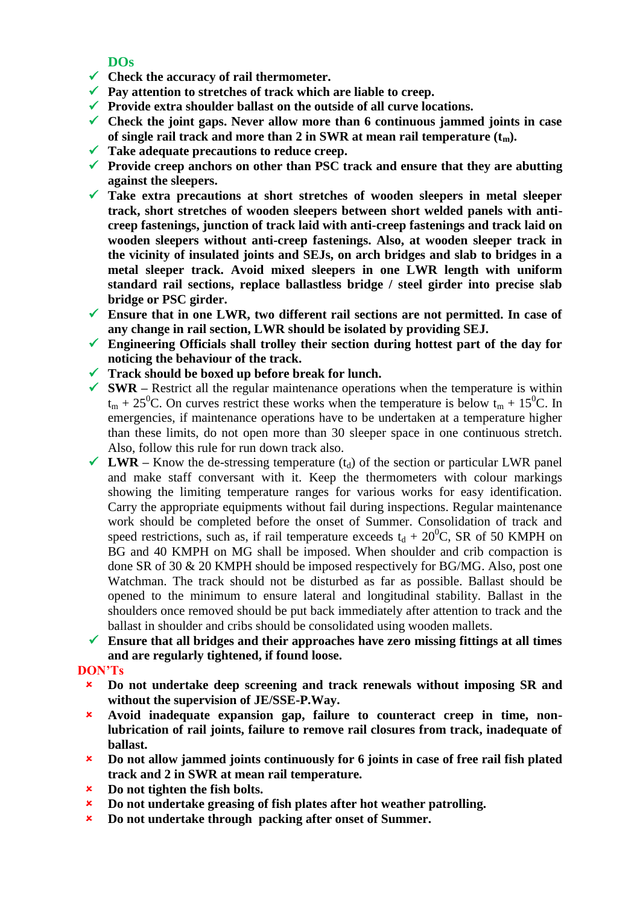**DOs**

- ✓ **Check the accuracy of rail thermometer.**
- ✓ **Pay attention to stretches of track which are liable to creep.**
- ✓ **Provide extra shoulder ballast on the outside of all curve locations.**
- ✓ **Check the joint gaps. Never allow more than 6 continuous jammed joints in case of single rail track and more than 2 in SWR at mean rail temperature ($t_m$).**
- ✓ **Take adequate precautions to reduce creep.**
- ✓ **Provide creep anchors on other than PSC track and ensure that they are abutting against the sleepers.**
- ✓ **Take extra precautions at short stretches of wooden sleepers in metal sleeper track, short stretches of wooden sleepers between short welded panels with anti-creep fastenings, junction of track laid with anti-creep fastenings and track laid on wooden sleepers without anti-creep fastenings. Also, at wooden sleeper track in the vicinity of insulated joints and SEJs, on arch bridges and slab to bridges in a metal sleeper track. Avoid mixed sleepers in one LWR length with uniform standard rail sections, replace ballastless bridge / steel girder into precise slab bridge or PSC girder.**
- ✓ **Ensure that in one LWR, two different rail sections are not permitted. In case of any change in rail section, LWR should be isolated by providing SEJ.**
- ✓ **Engineering Officials shall trolley their section during hottest part of the day for noticing the behaviour of the track.**
- ✓ **Track should be boxed up before break for lunch.**
- ✓ **SWR** – Restrict all the regular maintenance operations when the temperature is within $t_m + 25^0$C. On curves restrict these works when the temperature is below $t_m + 15^0$C. In emergencies, if maintenance operations have to be undertaken at a temperature higher than these limits, do not open more than 30 sleeper space in one continuous stretch. Also, follow this rule for run down track also.
- ✓ **LWR** – Know the de-stressing temperature ($t_d$) of the section or particular LWR panel and make staff conversant with it. Keep the thermometers with colour markings showing the limiting temperature ranges for various works for easy identification. Carry the appropriate equipments without fail during inspections. Regular maintenance work should be completed before the onset of Summer. Consolidation of track and speed restrictions, such as, if rail temperature exceeds $t_d + 20^0$C, SR of 50 KMPH on BG and 40 KMPH on MG shall be imposed. When shoulder and crib compaction is done SR of 30 & 20 KMPH should be imposed respectively for BG/MG. Also, post one Watchman. The track should not be disturbed as far as possible. Ballast should be opened to the minimum to ensure lateral and longitudinal stability. Ballast in the shoulders once removed should be put back immediately after attention to track and the ballast in shoulder and cribs should be consolidated using wooden mallets.
- ✓ **Ensure that all bridges and their approaches have zero missing fittings at all times and are regularly tightened, if found loose.**

**DON'Ts**

- ✗ **Do not undertake deep screening and track renewals without imposing SR and without the supervision of JE/SSE-P.Way.**
- ✗ **Avoid inadequate expansion gap, failure to counteract creep in time, non-lubrication of rail joints, failure to remove rail closures from track, inadequate of ballast.**
- ✗ **Do not allow jammed joints continuously for 6 joints in case of free rail fish plated track and 2 in SWR at mean rail temperature.**
- ✗ **Do not tighten the fish bolts.**
- ✗ **Do not undertake greasing of fish plates after hot weather patrolling.**
- ✗ **Do not undertake through packing after onset of Summer.**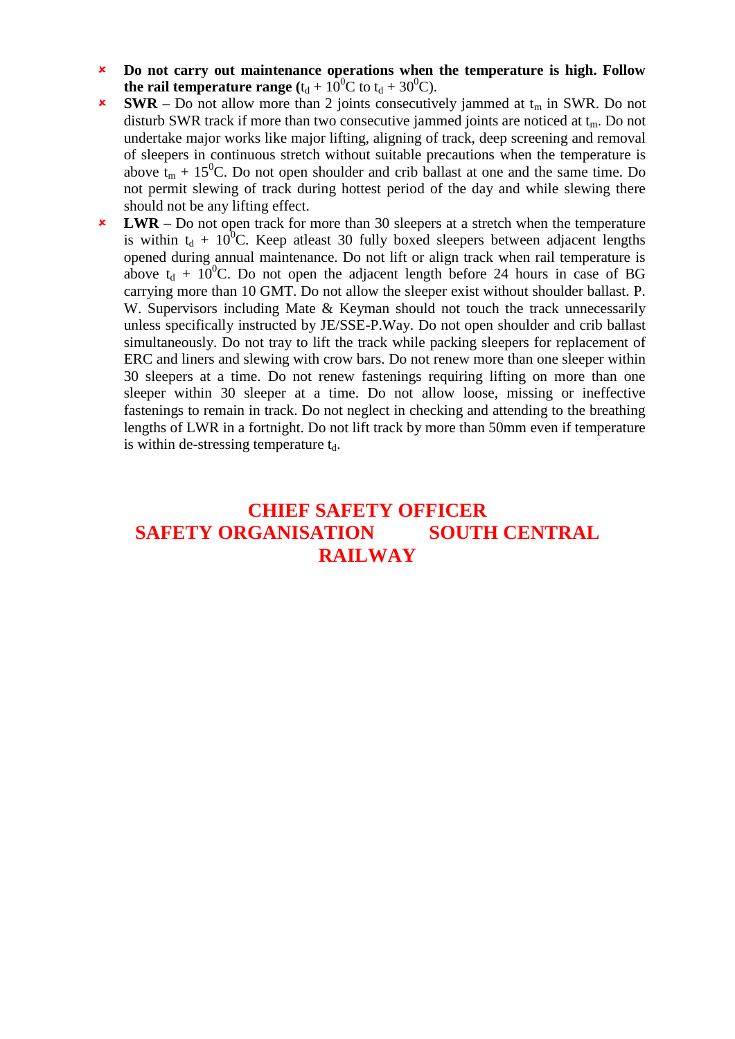- **Do not carry out maintenance operations when the temperature is high. Follow the rail temperature range (**$t_d$ + $10^0$C to $t_d$ + $30^0$C).
- **SWR –** Do not allow more than 2 joints consecutively jammed at $t_m$ in SWR. Do not disturb SWR track if more than two consecutive jammed joints are noticed at $t_m$. Do not undertake major works like major lifting, aligning of track, deep screening and removal of sleepers in continuous stretch without suitable precautions when the temperature is above $t_m$ + $15^0$C. Do not open shoulder and crib ballast at one and the same time. Do not permit slewing of track during hottest period of the day and while slewing there should not be any lifting effect.
- **LWR –** Do not open track for more than 30 sleepers at a stretch when the temperature is within $t_d$ + $10^0$C. Keep atleast 30 fully boxed sleepers between adjacent lengths opened during annual maintenance. Do not lift or align track when rail temperature is above $t_d$ + $10^0$C. Do not open the adjacent length before 24 hours in case of BG carrying more than 10 GMT. Do not allow the sleeper exist without shoulder ballast. P. W. Supervisors including Mate & Keyman should not touch the track unnecessarily unless specifically instructed by JE/SSE-P.Way. Do not open shoulder and crib ballast simultaneously. Do not tray to lift the track while packing sleepers for replacement of ERC and liners and slewing with crow bars. Do not renew more than one sleeper within 30 sleepers at a time. Do not renew fastenings requiring lifting on more than one sleeper within 30 sleeper at a time. Do not allow loose, missing or ineffective fastenings to remain in track. Do not neglect in checking and attending to the breathing lengths of LWR in a fortnight. Do not lift track by more than 50mm even if temperature is within de-stressing temperature $t_d$.

**CHIEF SAFETY OFFICER**
**SAFETY ORGANISATION SOUTH CENTRAL RAILWAY**